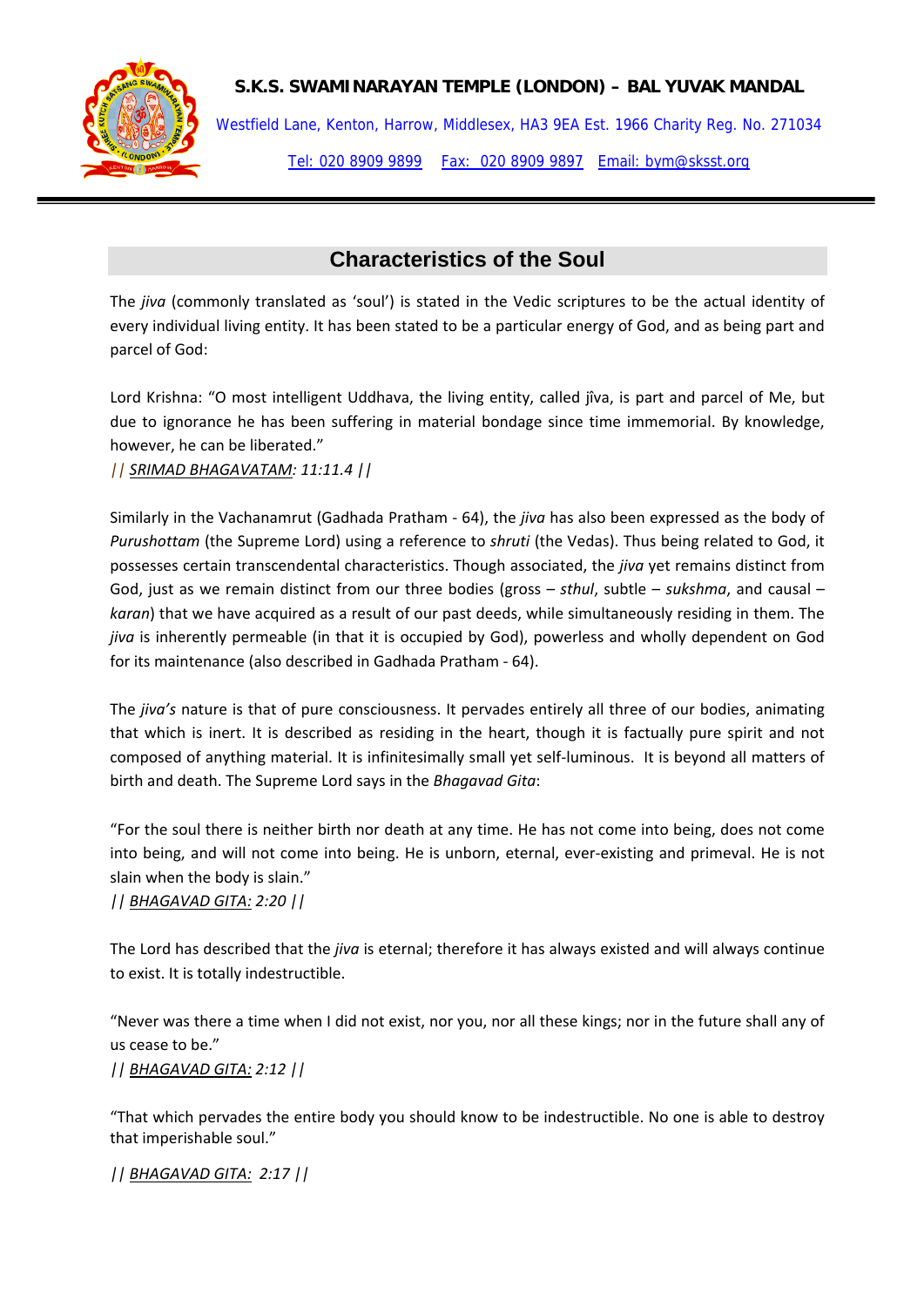**S.K.S. SWAMINARAYAN TEMPLE (LONDON) – BAL YUVAK MANDAL**

Westfield Lane, Kenton, Harrow, Middlesex, HA3 9EA Est. 1966 Charity Reg. No. 271034

Tel: 020 8909 9899 Fax: 020 8909 9897 Email: bym@sksst.org

## Characteristics of the Soul

The *jiva* (commonly translated as 'soul') is stated in the Vedic scriptures to be the actual identity of every individual living entity. It has been stated to be a particular energy of God, and as being part and parcel of God:

Lord Krishna: "O most intelligent Uddhava, the living entity, called jîva, is part and parcel of Me, but due to ignorance he has been suffering in material bondage since time immemorial. By knowledge, however, he can be liberated."
*|| SRIMAD BHAGAVATAM: 11:11.4 ||*

Similarly in the Vachanamrut (Gadhada Pratham - 64), the *jiva* has also been expressed as the body of *Purushottam* (the Supreme Lord) using a reference to *shruti* (the Vedas). Thus being related to God, it possesses certain transcendental characteristics. Though associated, the *jiva* yet remains distinct from God, just as we remain distinct from our three bodies (gross – *sthul*, subtle – *sukshma*, and causal – *karan*) that we have acquired as a result of our past deeds, while simultaneously residing in them. The *jiva* is inherently permeable (in that it is occupied by God), powerless and wholly dependent on God for its maintenance (also described in Gadhada Pratham - 64).

The *jiva's* nature is that of pure consciousness. It pervades entirely all three of our bodies, animating that which is inert. It is described as residing in the heart, though it is factually pure spirit and not composed of anything material. It is infinitesimally small yet self-luminous. It is beyond all matters of birth and death. The Supreme Lord says in the *Bhagavad Gita*:

"For the soul there is neither birth nor death at any time. He has not come into being, does not come into being, and will not come into being. He is unborn, eternal, ever-existing and primeval. He is not slain when the body is slain."
*|| BHAGAVAD GITA: 2:20 ||*

The Lord has described that the *jiva* is eternal; therefore it has always existed and will always continue to exist. It is totally indestructible.

"Never was there a time when I did not exist, nor you, nor all these kings; nor in the future shall any of us cease to be."
*|| BHAGAVAD GITA: 2:12 ||*

"That which pervades the entire body you should know to be indestructible. No one is able to destroy that imperishable soul."

*|| BHAGAVAD GITA: 2:17 ||*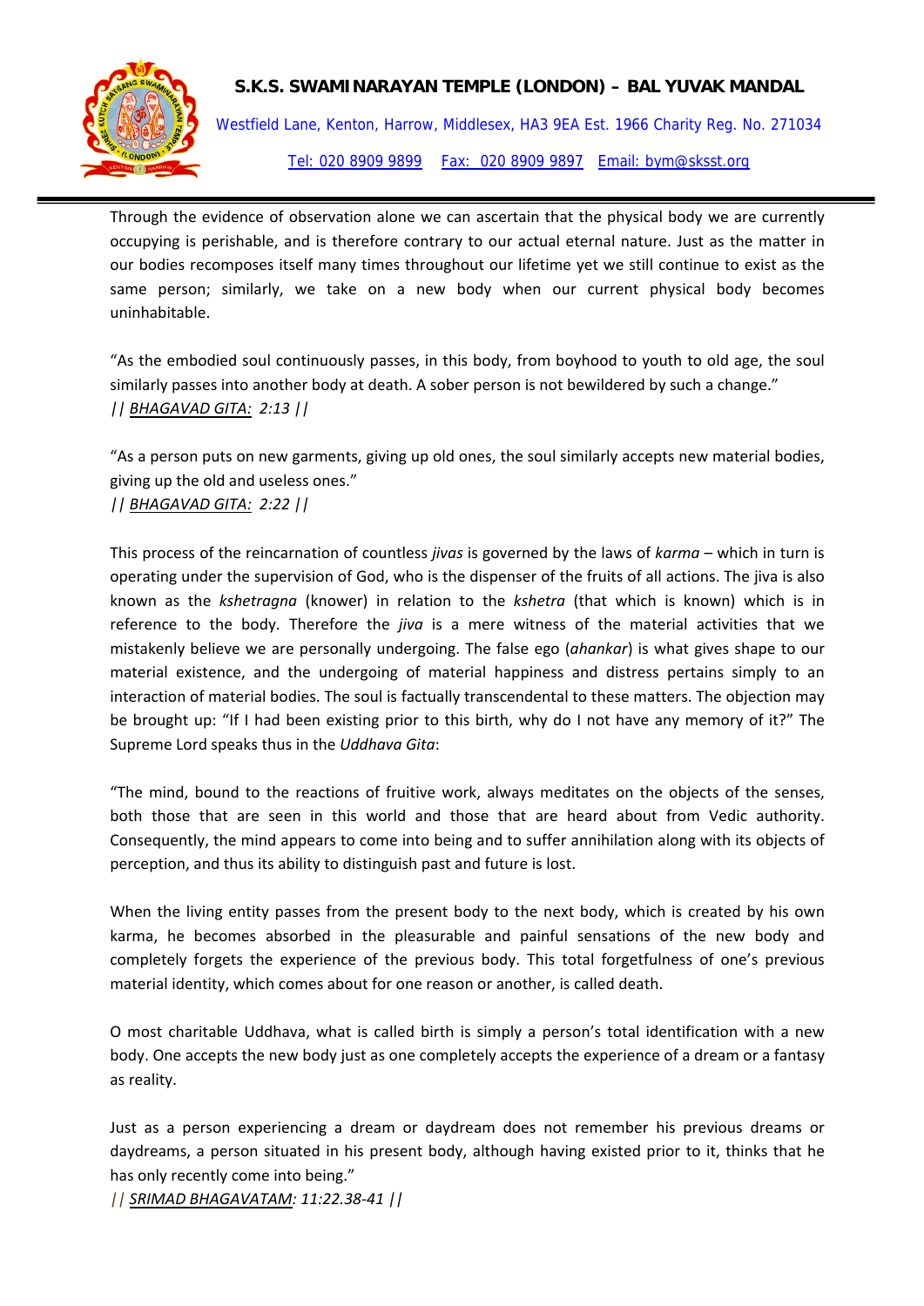Through the evidence of observation alone we can ascertain that the physical body we are currently occupying is perishable, and is therefore contrary to our actual eternal nature. Just as the matter in our bodies recomposes itself many times throughout our lifetime yet we still continue to exist as the same person; similarly, we take on a new body when our current physical body becomes uninhabitable.

"As the embodied soul continuously passes, in this body, from boyhood to youth to old age, the soul similarly passes into another body at death. A sober person is not bewildered by such a change."
*|| BHAGAVAD GITA: 2:13 ||*

"As a person puts on new garments, giving up old ones, the soul similarly accepts new material bodies, giving up the old and useless ones."
*|| BHAGAVAD GITA: 2:22 ||*

This process of the reincarnation of countless *jivas* is governed by the laws of *karma* – which in turn is operating under the supervision of God, who is the dispenser of the fruits of all actions. The jiva is also known as the *kshetragna* (knower) in relation to the *kshetra* (that which is known) which is in reference to the body. Therefore the *jiva* is a mere witness of the material activities that we mistakenly believe we are personally undergoing. The false ego (*ahankar*) is what gives shape to our material existence, and the undergoing of material happiness and distress pertains simply to an interaction of material bodies. The soul is factually transcendental to these matters. The objection may be brought up: "If I had been existing prior to this birth, why do I not have any memory of it?" The Supreme Lord speaks thus in the *Uddhava Gita*:

"The mind, bound to the reactions of fruitive work, always meditates on the objects of the senses, both those that are seen in this world and those that are heard about from Vedic authority. Consequently, the mind appears to come into being and to suffer annihilation along with its objects of perception, and thus its ability to distinguish past and future is lost.

When the living entity passes from the present body to the next body, which is created by his own karma, he becomes absorbed in the pleasurable and painful sensations of the new body and completely forgets the experience of the previous body. This total forgetfulness of one's previous material identity, which comes about for one reason or another, is called death.

O most charitable Uddhava, what is called birth is simply a person's total identification with a new body. One accepts the new body just as one completely accepts the experience of a dream or a fantasy as reality.

Just as a person experiencing a dream or daydream does not remember his previous dreams or daydreams, a person situated in his present body, although having existed prior to it, thinks that he has only recently come into being."
*|| SRIMAD BHAGAVATAM: 11:22.38-41 ||*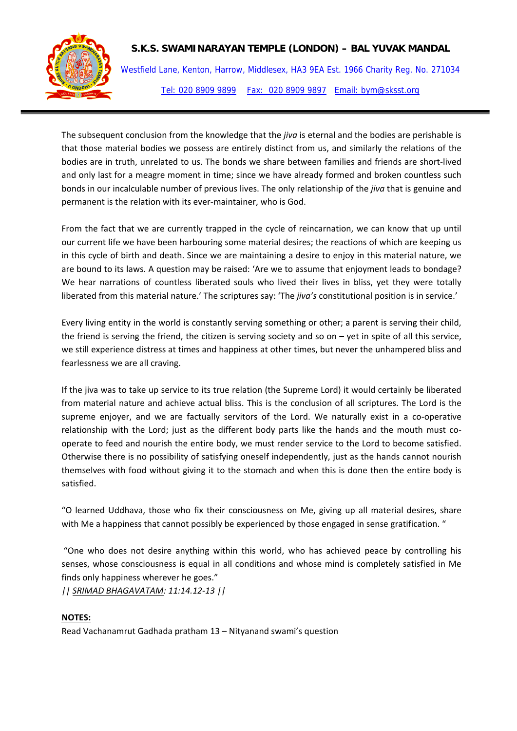The subsequent conclusion from the knowledge that the *jiva* is eternal and the bodies are perishable is that those material bodies we possess are entirely distinct from us, and similarly the relations of the bodies are in truth, unrelated to us. The bonds we share between families and friends are short-lived and only last for a meagre moment in time; since we have already formed and broken countless such bonds in our incalculable number of previous lives. The only relationship of the *jiva* that is genuine and permanent is the relation with its ever-maintainer, who is God.

From the fact that we are currently trapped in the cycle of reincarnation, we can know that up until our current life we have been harbouring some material desires; the reactions of which are keeping us in this cycle of birth and death. Since we are maintaining a desire to enjoy in this material nature, we are bound to its laws. A question may be raised: 'Are we to assume that enjoyment leads to bondage? We hear narrations of countless liberated souls who lived their lives in bliss, yet they were totally liberated from this material nature.' The scriptures say: 'The *jiva's* constitutional position is in service.'

Every living entity in the world is constantly serving something or other; a parent is serving their child, the friend is serving the friend, the citizen is serving society and so on – yet in spite of all this service, we still experience distress at times and happiness at other times, but never the unhampered bliss and fearlessness we are all craving.

If the jiva was to take up service to its true relation (the Supreme Lord) it would certainly be liberated from material nature and achieve actual bliss. This is the conclusion of all scriptures. The Lord is the supreme enjoyer, and we are factually servitors of the Lord. We naturally exist in a co-operative relationship with the Lord; just as the different body parts like the hands and the mouth must co-operate to feed and nourish the entire body, we must render service to the Lord to become satisfied. Otherwise there is no possibility of satisfying oneself independently, just as the hands cannot nourish themselves with food without giving it to the stomach and when this is done then the entire body is satisfied.

"O learned Uddhava, those who fix their consciousness on Me, giving up all material desires, share with Me a happiness that cannot possibly be experienced by those engaged in sense gratification. "

"One who does not desire anything within this world, who has achieved peace by controlling his senses, whose consciousness is equal in all conditions and whose mind is completely satisfied in Me finds only happiness wherever he goes."
*|| SRIMAD BHAGAVATAM: 11:14.12-13 ||*

**NOTES:**
Read Vachanamrut Gadhada pratham 13 – Nityanand swami's question